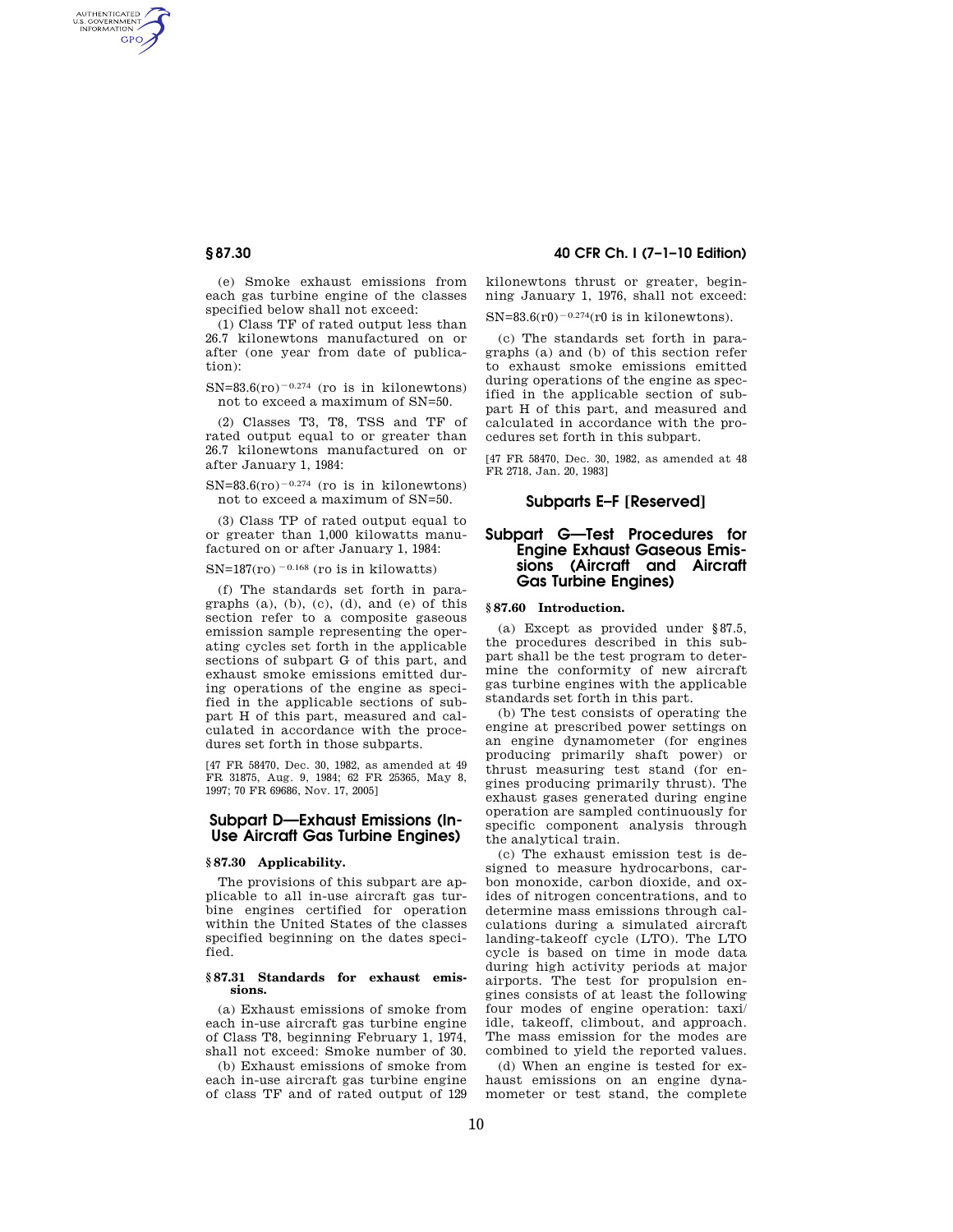(e) Smoke exhaust emissions from each gas turbine engine of the classes specified below shall not exceed:

(1) Class TF of rated output less than 26.7 kilonewtons manufactured on or after (one year from date of publication):

$SN=83.6(ro)^{-0.274}$ (ro is in kilonewtons) not to exceed a maximum of SN=50.

(2) Classes T3, T8, TSS and TF of rated output equal to or greater than 26.7 kilonewtons manufactured on or after January 1, 1984:

$SN=83.6(ro)^{-0.274}$ (ro is in kilonewtons) not to exceed a maximum of SN=50.

(3) Class TP of rated output equal to or greater than 1,000 kilowatts manufactured on or after January 1, 1984:

$SN=187(ro)^{-0.168}$ (ro is in kilowatts)

(f) The standards set forth in paragraphs (a), (b), (c), (d), and (e) of this section refer to a composite gaseous emission sample representing the operating cycles set forth in the applicable sections of subpart G of this part, and exhaust smoke emissions emitted during operations of the engine as specified in the applicable sections of subpart H of this part, measured and calculated in accordance with the procedures set forth in those subparts.

[47 FR 58470, Dec. 30, 1982, as amended at 49 FR 31875, Aug. 9, 1984; 62 FR 25365, May 8, 1997; 70 FR 69686, Nov. 17, 2005]

## Subpart D—Exhaust Emissions (In-Use Aircraft Gas Turbine Engines)

### § 87.30 Applicability.

The provisions of this subpart are applicable to all in-use aircraft gas turbine engines certified for operation within the United States of the classes specified beginning on the dates specified.

### § 87.31 Standards for exhaust emissions.

(a) Exhaust emissions of smoke from each in-use aircraft gas turbine engine of Class T8, beginning February 1, 1974, shall not exceed: Smoke number of 30.

(b) Exhaust emissions of smoke from each in-use aircraft gas turbine engine of class TF and of rated output of 129 kilonewtons thrust or greater, beginning January 1, 1976, shall not exceed:

$SN=83.6(r0)^{-0.274}$(r0 is in kilonewtons).

(c) The standards set forth in paragraphs (a) and (b) of this section refer to exhaust smoke emissions emitted during operations of the engine as specified in the applicable section of subpart H of this part, and measured and calculated in accordance with the procedures set forth in this subpart.

[47 FR 58470, Dec. 30, 1982, as amended at 48 FR 2718, Jan. 20, 1983]

## Subparts E–F [Reserved]

## Subpart G—Test Procedures for Engine Exhaust Gaseous Emissions (Aircraft and Aircraft Gas Turbine Engines)

### § 87.60 Introduction.

(a) Except as provided under § 87.5, the procedures described in this subpart shall be the test program to determine the conformity of new aircraft gas turbine engines with the applicable standards set forth in this part.

(b) The test consists of operating the engine at prescribed power settings on an engine dynamometer (for engines producing primarily shaft power) or thrust measuring test stand (for engines producing primarily thrust). The exhaust gases generated during engine operation are sampled continuously for specific component analysis through the analytical train.

(c) The exhaust emission test is designed to measure hydrocarbons, carbon monoxide, carbon dioxide, and oxides of nitrogen concentrations, and to determine mass emissions through calculations during a simulated aircraft landing-takeoff cycle (LTO). The LTO cycle is based on time in mode data during high activity periods at major airports. The test for propulsion engines consists of at least the following four modes of engine operation: taxi/idle, takeoff, climbout, and approach. The mass emission for the modes are combined to yield the reported values.

(d) When an engine is tested for exhaust emissions on an engine dynamometer or test stand, the complete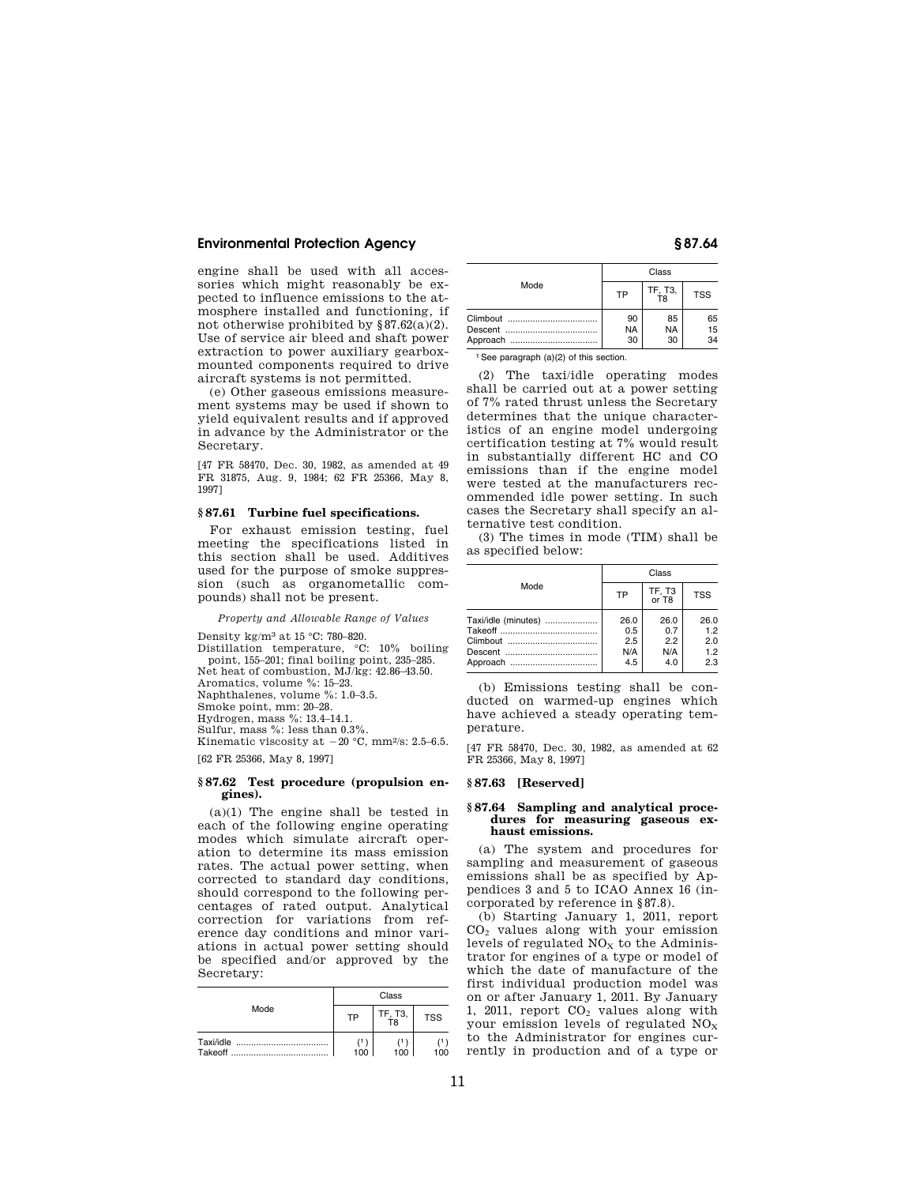engine shall be used with all accessories which might reasonably be expected to influence emissions to the atmosphere installed and functioning, if not otherwise prohibited by §87.62(a)(2). Use of service air bleed and shaft power extraction to power auxiliary gearbox-mounted components required to drive aircraft systems is not permitted.

(e) Other gaseous emissions measurement systems may be used if shown to yield equivalent results and if approved in advance by the Administrator or the Secretary.

[47 FR 58470, Dec. 30, 1982, as amended at 49 FR 31875, Aug. 9, 1984; 62 FR 25366, May 8, 1997]

## § 87.61 Turbine fuel specifications.

For exhaust emission testing, fuel meeting the specifications listed in this section shall be used. Additives used for the purpose of smoke suppression (such as organometallic compounds) shall not be present.

*Property and Allowable Range of Values*

Density kg/m³ at 15 °C: 780–820.
Distillation temperature, °C: 10% boiling point, 155–201; final boiling point, 235–285.
Net heat of combustion, MJ/kg: 42.86–43.50.
Aromatics, volume %: 15–23.
Naphthalenes, volume %: 1.0–3.5.
Smoke point, mm: 20–28.
Hydrogen, mass %: 13.4–14.1.
Sulfur, mass %: less than 0.3%.
Kinematic viscosity at −20 °C, mm²/s: 2.5–6.5.

[62 FR 25366, May 8, 1997]

## § 87.62 Test procedure (propulsion engines).

(a)(1) The engine shall be tested in each of the following engine operating modes which simulate aircraft operation to determine its mass emission rates. The actual power setting, when corrected to standard day conditions, should correspond to the following percentages of rated output. Analytical correction for variations from reference day conditions and minor variations in actual power setting should be specified and/or approved by the Secretary:

| Mode | Class | | |
|---|---|---|---|
| | TP | TF, T3, T8 | TSS |
| Taxi/idle | (1) | (1) | (1) |
| Takeoff | 100 | 100 | 100 |
| Climbout | 90 | 85 | 65 |
| Descent | NA | NA | 15 |
| Approach | 30 | 30 | 34 |

[1] See paragraph (a)(2) of this section.

(2) The taxi/idle operating modes shall be carried out at a power setting of 7% rated thrust unless the Secretary determines that the unique characteristics of an engine model undergoing certification testing at 7% would result in substantially different HC and CO emissions than if the engine model were tested at the manufacturers recommended idle power setting. In such cases the Secretary shall specify an alternative test condition.

(3) The times in mode (TIM) shall be as specified below:

| Mode | Class | | |
|---|---|---|---|
| | TP | TF, T3 or T8 | TSS |
| Taxi/idle (minutes) | 26.0 | 26.0 | 26.0 |
| Takeoff | 0.5 | 0.7 | 1.2 |
| Climbout | 2.5 | 2.2 | 2.0 |
| Descent | N/A | N/A | 1.2 |
| Approach | 4.5 | 4.0 | 2.3 |

(b) Emissions testing shall be conducted on warmed-up engines which have achieved a steady operating temperature.

[47 FR 58470, Dec. 30, 1982, as amended at 62 FR 25366, May 8, 1997]

## § 87.63 [Reserved]

## § 87.64 Sampling and analytical procedures for measuring gaseous exhaust emissions.

(a) The system and procedures for sampling and measurement of gaseous emissions shall be as specified by Appendices 3 and 5 to ICAO Annex 16 (incorporated by reference in §87.8).

(b) Starting January 1, 2011, report $CO_2$ values along with your emission levels of regulated $NO_X$ to the Administrator for engines of a type or model of which the date of manufacture of the first individual production model was on or after January 1, 2011. By January 1, 2011, report $CO_2$ values along with your emission levels of regulated $NO_X$ to the Administrator for engines currently in production and of a type or